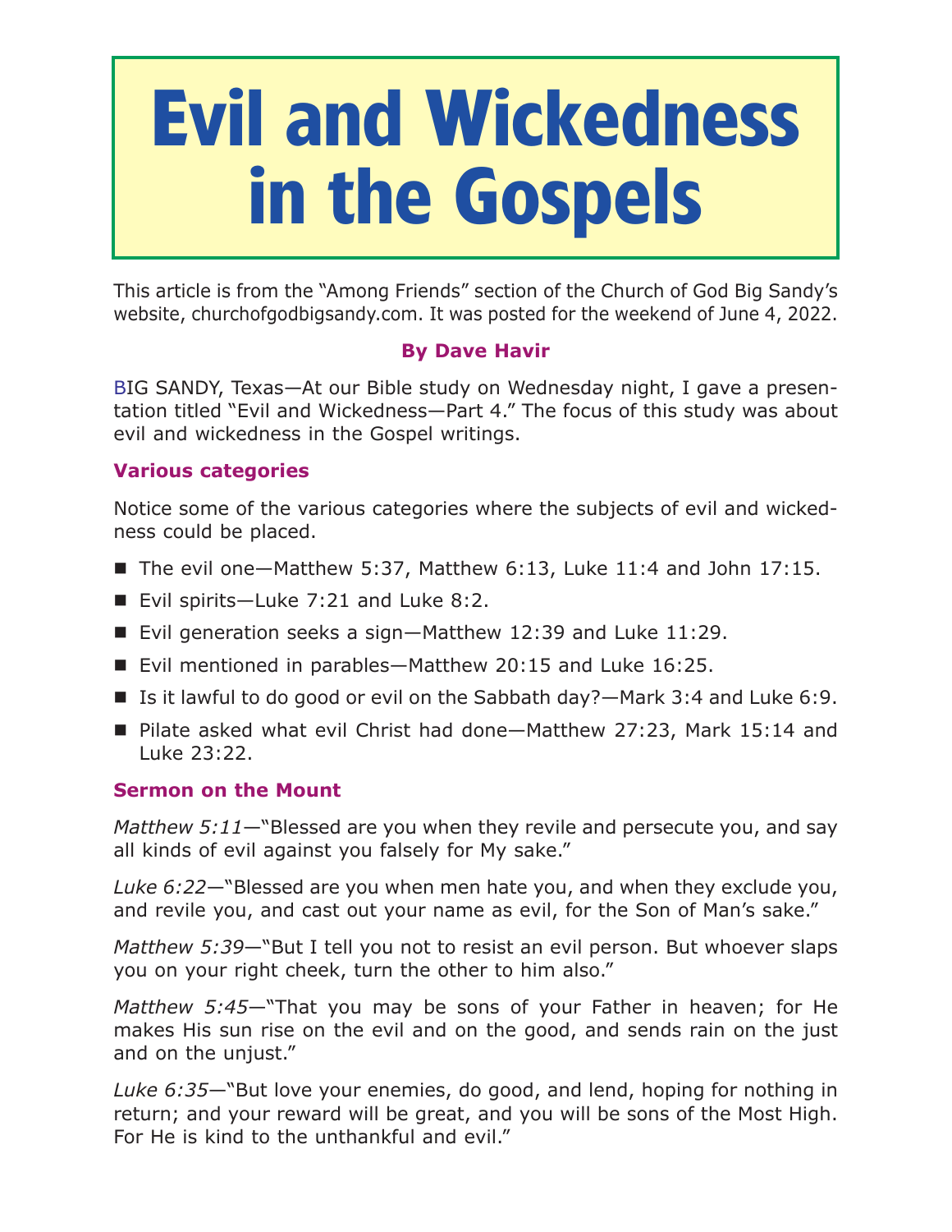# Evil and Wickedness in the Gospels

This article is from the "Among Friends" section of the Church of God Big Sandy's website, churchofgodbigsandy.com. It was posted for the weekend of June 4, 2022.

**By Dave Havir**

BIG SANDY, Texas—At our Bible study on Wednesday night, I gave a presentation titled "Evil and Wickedness—Part 4." The focus of this study was about evil and wickedness in the Gospel writings.

### Various categories

Notice some of the various categories where the subjects of evil and wickedness could be placed.

- The evil one—Matthew 5:37, Matthew 6:13, Luke 11:4 and John 17:15.
- Evil spirits—Luke 7:21 and Luke 8:2.
- Evil generation seeks a sign—Matthew 12:39 and Luke 11:29.
- Evil mentioned in parables—Matthew 20:15 and Luke 16:25.
- Is it lawful to do good or evil on the Sabbath day?—Mark 3:4 and Luke 6:9.
- Pilate asked what evil Christ had done—Matthew 27:23, Mark 15:14 and Luke 23:22.

### Sermon on the Mount

*Matthew 5:11*—"Blessed are you when they revile and persecute you, and say all kinds of evil against you falsely for My sake."

*Luke 6:22*—"Blessed are you when men hate you, and when they exclude you, and revile you, and cast out your name as evil, for the Son of Man's sake."

*Matthew 5:39*—"But I tell you not to resist an evil person. But whoever slaps you on your right cheek, turn the other to him also."

*Matthew 5:45*—"That you may be sons of your Father in heaven; for He makes His sun rise on the evil and on the good, and sends rain on the just and on the unjust."

*Luke 6:35*—"But love your enemies, do good, and lend, hoping for nothing in return; and your reward will be great, and you will be sons of the Most High. For He is kind to the unthankful and evil."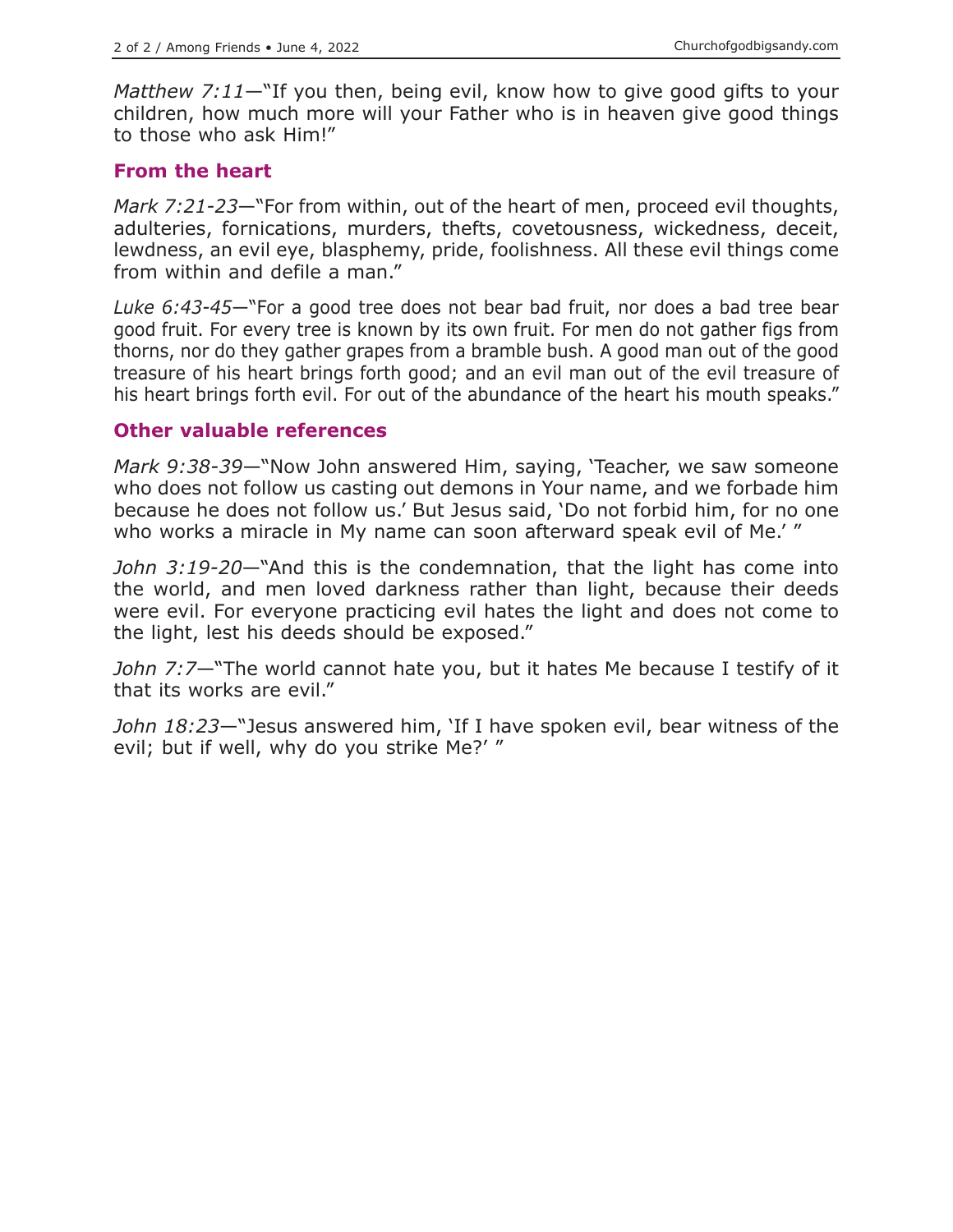*Matthew 7:11*—"If you then, being evil, know how to give good gifts to your children, how much more will your Father who is in heaven give good things to those who ask Him!"

## From the heart

*Mark 7:21-23*—"For from within, out of the heart of men, proceed evil thoughts, adulteries, fornications, murders, thefts, covetousness, wickedness, deceit, lewdness, an evil eye, blasphemy, pride, foolishness. All these evil things come from within and defile a man."

*Luke 6:43-45*—"For a good tree does not bear bad fruit, nor does a bad tree bear good fruit. For every tree is known by its own fruit. For men do not gather figs from thorns, nor do they gather grapes from a bramble bush. A good man out of the good treasure of his heart brings forth good; and an evil man out of the evil treasure of his heart brings forth evil. For out of the abundance of the heart his mouth speaks."

## Other valuable references

*Mark 9:38-39*—"Now John answered Him, saying, 'Teacher, we saw someone who does not follow us casting out demons in Your name, and we forbade him because he does not follow us.' But Jesus said, 'Do not forbid him, for no one who works a miracle in My name can soon afterward speak evil of Me.' "

*John 3:19-20*—"And this is the condemnation, that the light has come into the world, and men loved darkness rather than light, because their deeds were evil. For everyone practicing evil hates the light and does not come to the light, lest his deeds should be exposed."

*John 7:7*—"The world cannot hate you, but it hates Me because I testify of it that its works are evil."

*John 18:23*—"Jesus answered him, 'If I have spoken evil, bear witness of the evil; but if well, why do you strike Me?' "